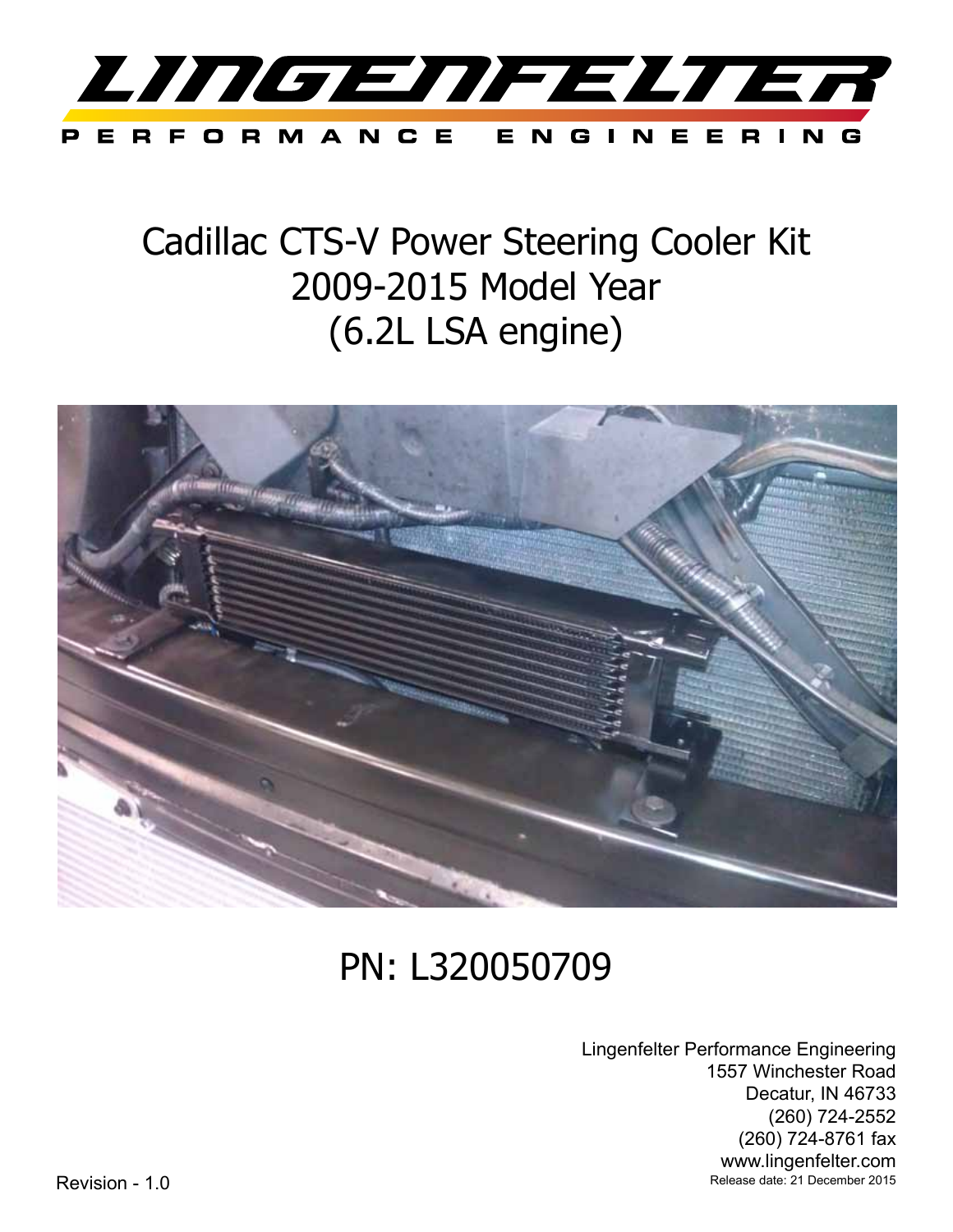# LINGENFELTER

PERFORMANCE ENGINEERING

# Cadillac CTS-V Power Steering Cooler Kit
# 2009-2015 Model Year
# (6.2L LSA engine)

## PN: L320050709

Lingenfelter Performance Engineering
1557 Winchester Road
Decatur, IN 46733
(260) 724-2552
(260) 724-8761 fax
www.lingenfelter.com
Release date: 21 December 2015

Revision - 1.0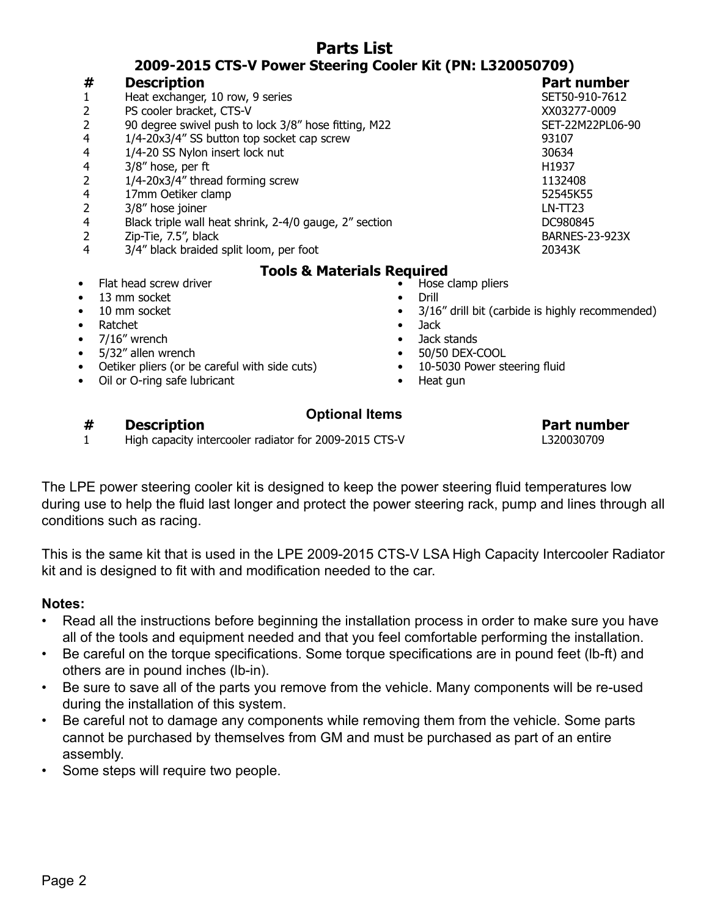# Parts List

## 2009-2015 CTS-V Power Steering Cooler Kit (PN: L320050709)

| # | Description | Part number |
|---|---|---|
| 1 | Heat exchanger, 10 row, 9 series | SET50-910-7612 |
| 2 | PS cooler bracket, CTS-V | XX03277-0009 |
| 2 | 90 degree swivel push to lock 3/8" hose fitting, M22 | SET-22M22PL06-90 |
| 4 | 1/4-20x3/4" SS button top socket cap screw | 93107 |
| 4 | 1/4-20 SS Nylon insert lock nut | 30634 |
| 4 | 3/8" hose, per ft | H1937 |
| 2 | 1/4-20x3/4" thread forming screw | 1132408 |
| 4 | 17mm Oetiker clamp | 52545K55 |
| 2 | 3/8" hose joiner | LN-TT23 |
| 4 | Black triple wall heat shrink, 2-4/0 gauge, 2" section | DC980845 |
| 2 | Zip-Tie, 7.5", black | BARNES-23-923X |
| 4 | 3/4" black braided split loom, per foot | 20343K |

### Tools & Materials Required

- Flat head screw driver
- 13 mm socket
- 10 mm socket
- Ratchet
- 7/16" wrench
- 5/32" allen wrench
- Oetiker pliers (or be careful with side cuts)
- Oil or O-ring safe lubricant
- Hose clamp pliers
- Drill
- 3/16" drill bit (carbide is highly recommended)
- Jack
- Jack stands
- 50/50 DEX-COOL
- 10-5030 Power steering fluid
- Heat gun

### Optional Items

| # | Description | Part number |
|---|---|---|
| 1 | High capacity intercooler radiator for 2009-2015 CTS-V | L320030709 |

The LPE power steering cooler kit is designed to keep the power steering fluid temperatures low during use to help the fluid last longer and protect the power steering rack, pump and lines through all conditions such as racing.

This is the same kit that is used in the LPE 2009-2015 CTS-V LSA High Capacity Intercooler Radiator kit and is designed to fit with and modification needed to the car.

**Notes:**

- Read all the instructions before beginning the installation process in order to make sure you have all of the tools and equipment needed and that you feel comfortable performing the installation.
- Be careful on the torque specifications. Some torque specifications are in pound feet (lb-ft) and others are in pound inches (lb-in).
- Be sure to save all of the parts you remove from the vehicle. Many components will be re-used during the installation of this system.
- Be careful not to damage any components while removing them from the vehicle. Some parts cannot be purchased by themselves from GM and must be purchased as part of an entire assembly.
- Some steps will require two people.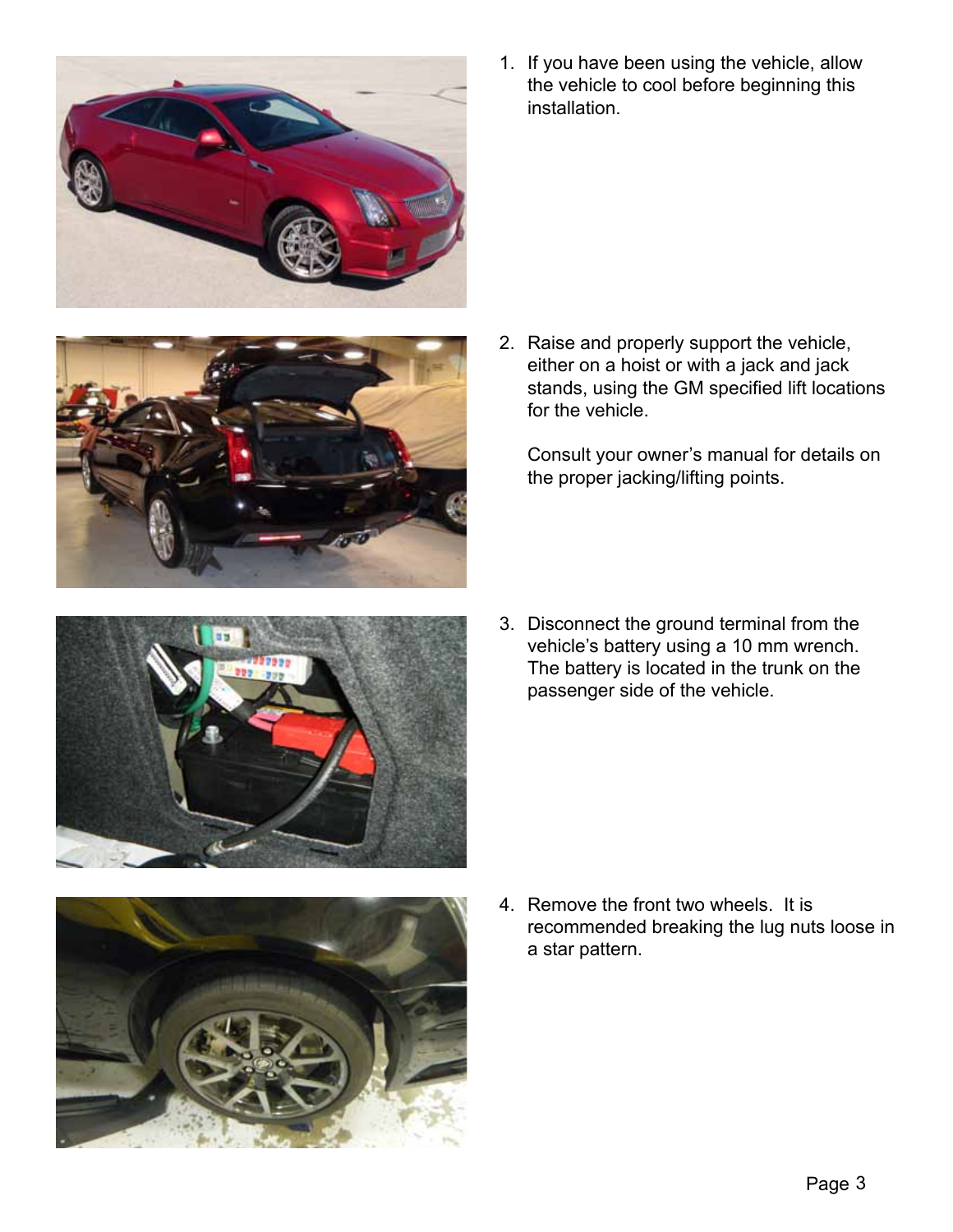1. If you have been using the vehicle, allow the vehicle to cool before beginning this installation.

2. Raise and properly support the vehicle, either on a hoist or with a jack and jack stands, using the GM specified lift locations for the vehicle.

   Consult your owner's manual for details on the proper jacking/lifting points.

3. Disconnect the ground terminal from the vehicle's battery using a 10 mm wrench. The battery is located in the trunk on the passenger side of the vehicle.

4. Remove the front two wheels. It is recommended breaking the lug nuts loose in a star pattern.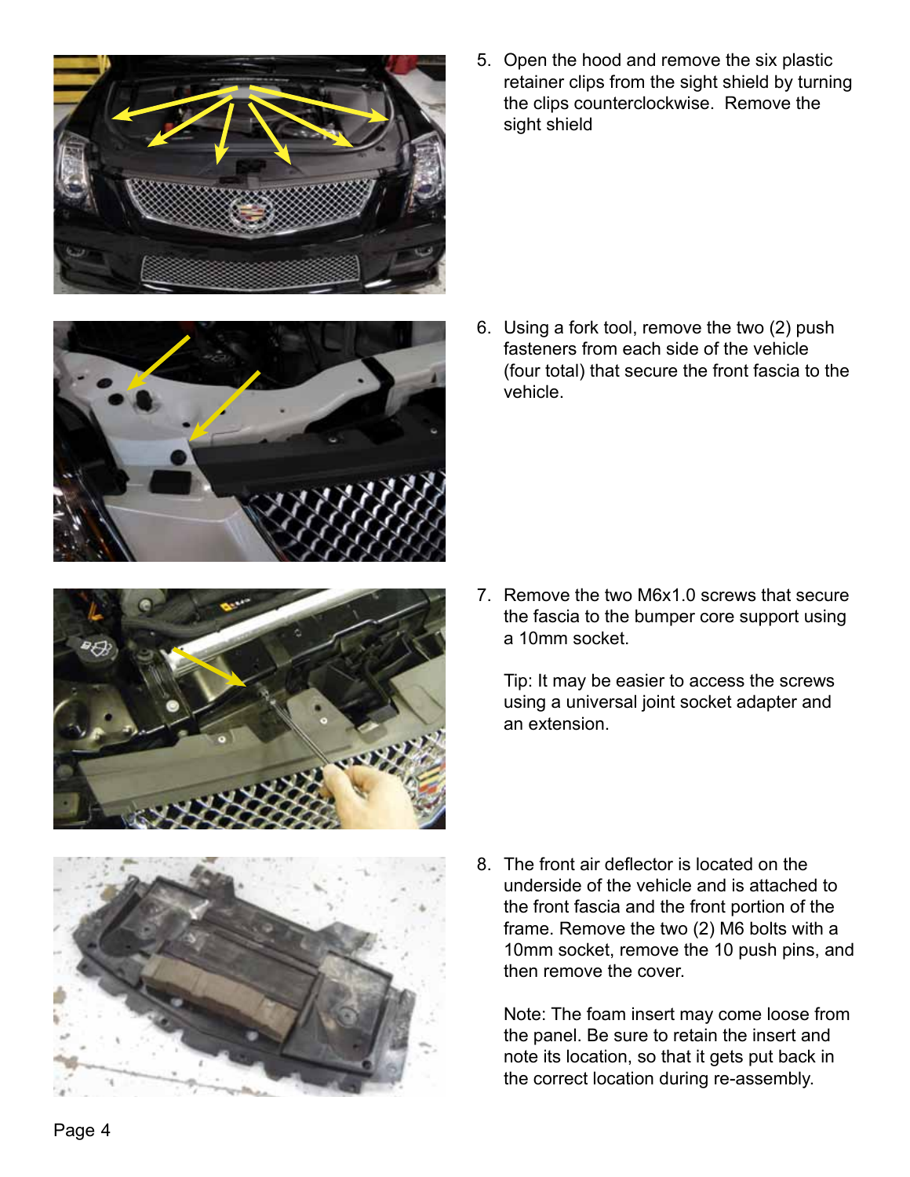5. Open the hood and remove the six plastic retainer clips from the sight shield by turning the clips counterclockwise. Remove the sight shield

6. Using a fork tool, remove the two (2) push fasteners from each side of the vehicle (four total) that secure the front fascia to the vehicle.

7. Remove the two M6x1.0 screws that secure the fascia to the bumper core support using a 10mm socket.

   Tip: It may be easier to access the screws using a universal joint socket adapter and an extension.

8. The front air deflector is located on the underside of the vehicle and is attached to the front fascia and the front portion of the frame. Remove the two (2) M6 bolts with a 10mm socket, remove the 10 push pins, and then remove the cover.

   Note: The foam insert may come loose from the panel. Be sure to retain the insert and note its location, so that it gets put back in the correct location during re-assembly.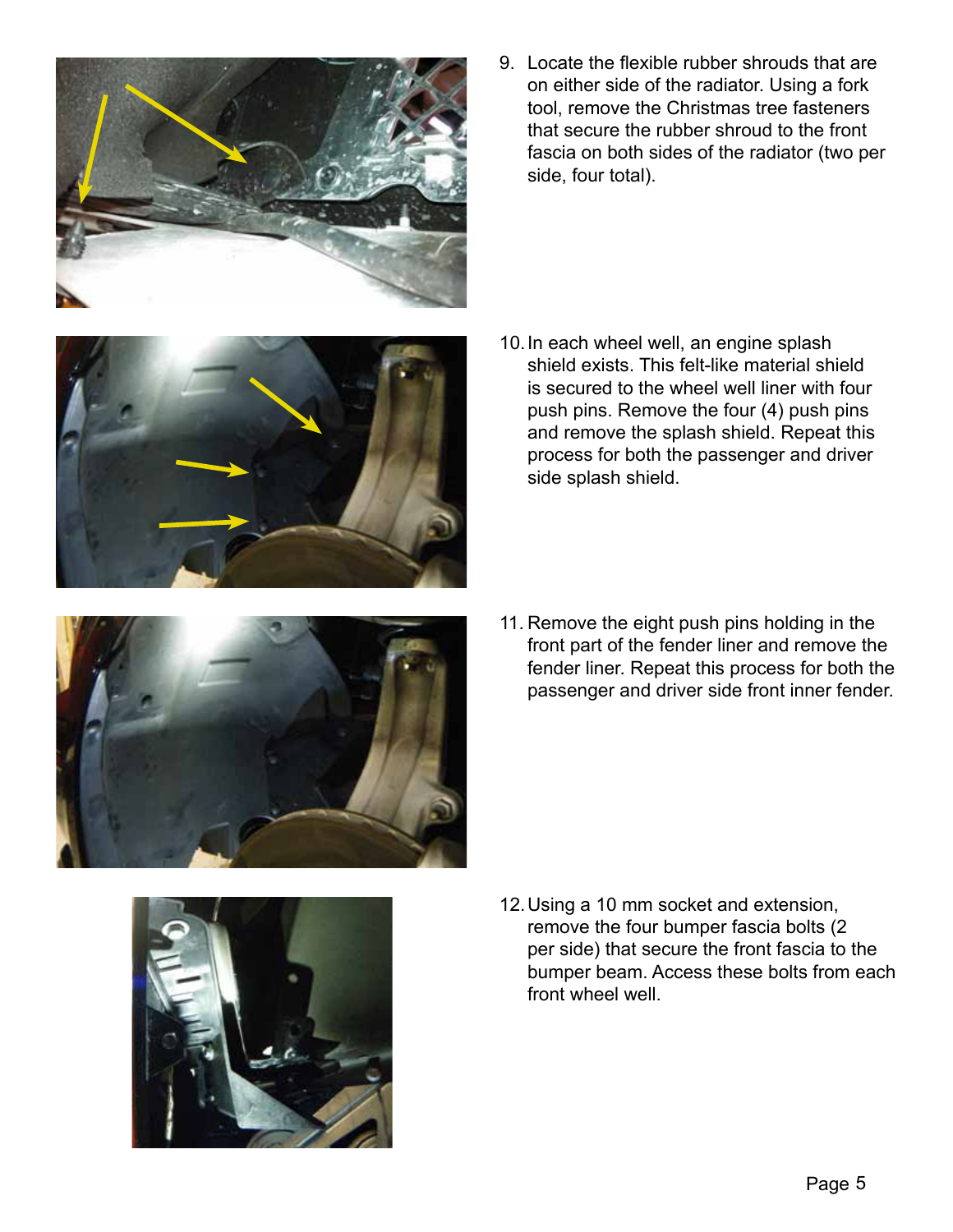9. Locate the flexible rubber shrouds that are on either side of the radiator. Using a fork tool, remove the Christmas tree fasteners that secure the rubber shroud to the front fascia on both sides of the radiator (two per side, four total).

10. In each wheel well, an engine splash shield exists. This felt-like material shield is secured to the wheel well liner with four push pins. Remove the four (4) push pins and remove the splash shield. Repeat this process for both the passenger and driver side splash shield.

11. Remove the eight push pins holding in the front part of the fender liner and remove the fender liner. Repeat this process for both the passenger and driver side front inner fender.

12. Using a 10 mm socket and extension, remove the four bumper fascia bolts (2 per side) that secure the front fascia to the bumper beam. Access these bolts from each front wheel well.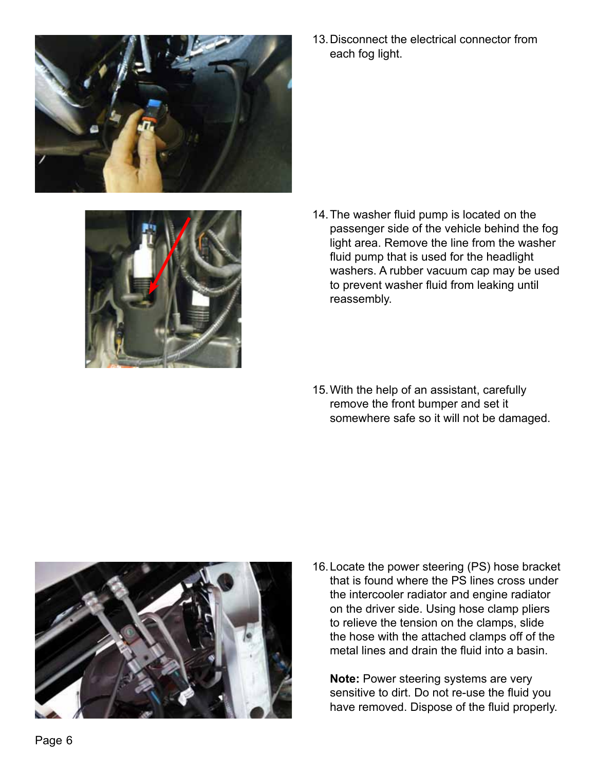13. Disconnect the electrical connector from each fog light.

14. The washer fluid pump is located on the passenger side of the vehicle behind the fog light area. Remove the line from the washer fluid pump that is used for the headlight washers. A rubber vacuum cap may be used to prevent washer fluid from leaking until reassembly.

15. With the help of an assistant, carefully remove the front bumper and set it somewhere safe so it will not be damaged.

16. Locate the power steering (PS) hose bracket that is found where the PS lines cross under the intercooler radiator and engine radiator on the driver side. Using hose clamp pliers to relieve the tension on the clamps, slide the hose with the attached clamps off of the metal lines and drain the fluid into a basin.

    **Note:** Power steering systems are very sensitive to dirt. Do not re-use the fluid you have removed. Dispose of the fluid properly.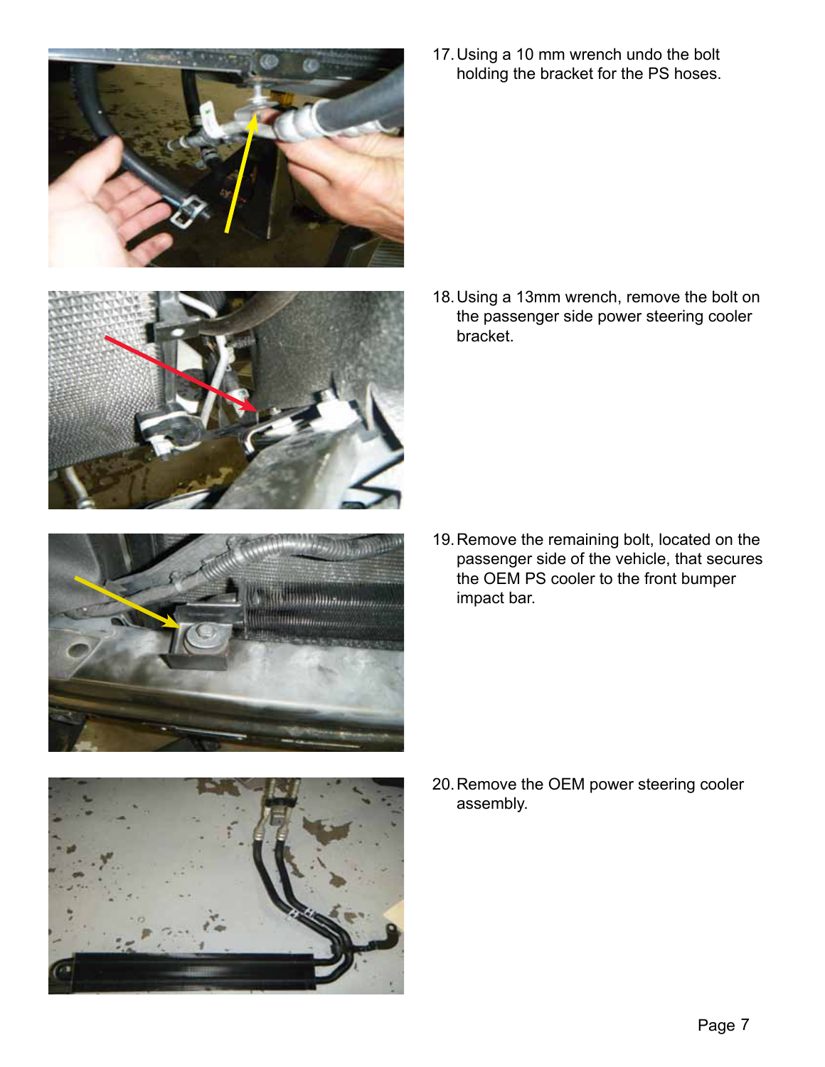17. Using a 10 mm wrench undo the bolt holding the bracket for the PS hoses.

18. Using a 13mm wrench, remove the bolt on the passenger side power steering cooler bracket.

19. Remove the remaining bolt, located on the passenger side of the vehicle, that secures the OEM PS cooler to the front bumper impact bar.

20. Remove the OEM power steering cooler assembly.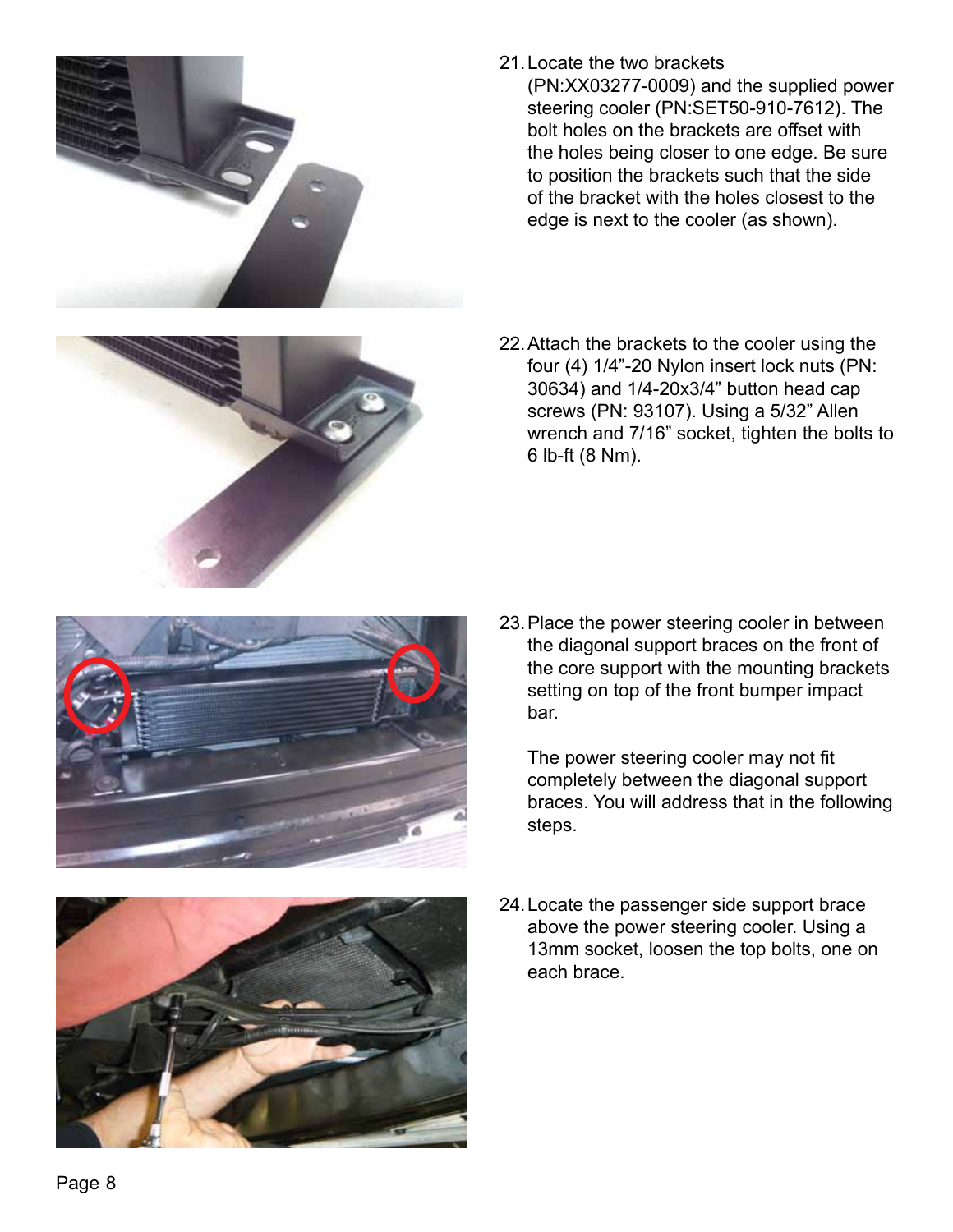21. Locate the two brackets (PN:XX03277-0009) and the supplied power steering cooler (PN:SET50-910-7612). The bolt holes on the brackets are offset with the holes being closer to one edge. Be sure to position the brackets such that the side of the bracket with the holes closest to the edge is next to the cooler (as shown).

22. Attach the brackets to the cooler using the four (4) 1/4”-20 Nylon insert lock nuts (PN: 30634) and 1/4-20x3/4” button head cap screws (PN: 93107). Using a 5/32” Allen wrench and 7/16” socket, tighten the bolts to 6 lb-ft (8 Nm).

23. Place the power steering cooler in between the diagonal support braces on the front of the core support with the mounting brackets setting on top of the front bumper impact bar.

    The power steering cooler may not fit completely between the diagonal support braces. You will address that in the following steps.

24. Locate the passenger side support brace above the power steering cooler. Using a 13mm socket, loosen the top bolts, one on each brace.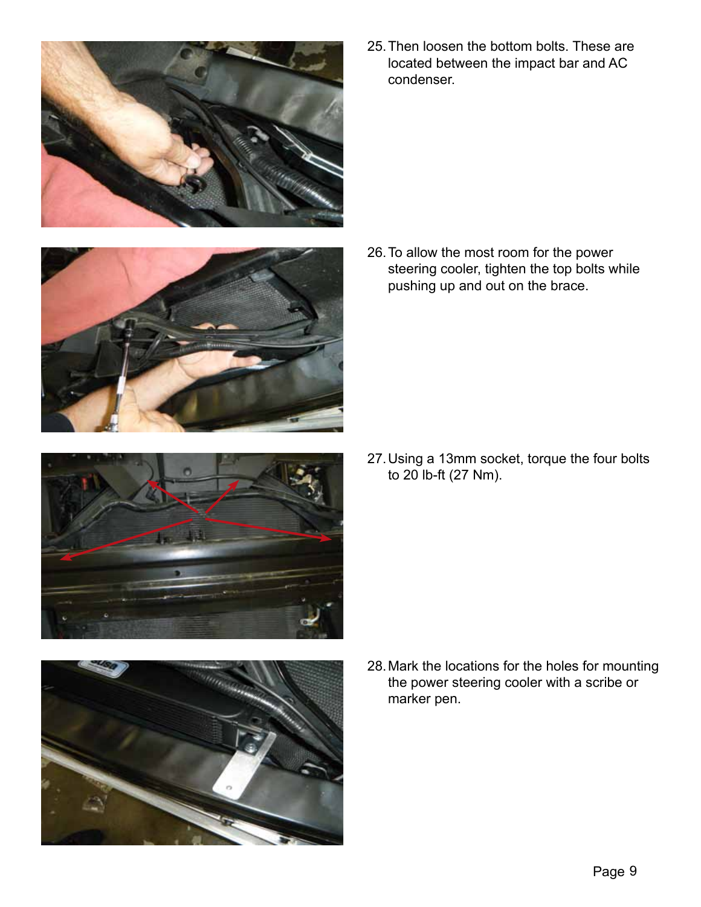25. Then loosen the bottom bolts. These are located between the impact bar and AC condenser.

26. To allow the most room for the power steering cooler, tighten the top bolts while pushing up and out on the brace.

27. Using a 13mm socket, torque the four bolts to 20 lb-ft (27 Nm).

28. Mark the locations for the holes for mounting the power steering cooler with a scribe or marker pen.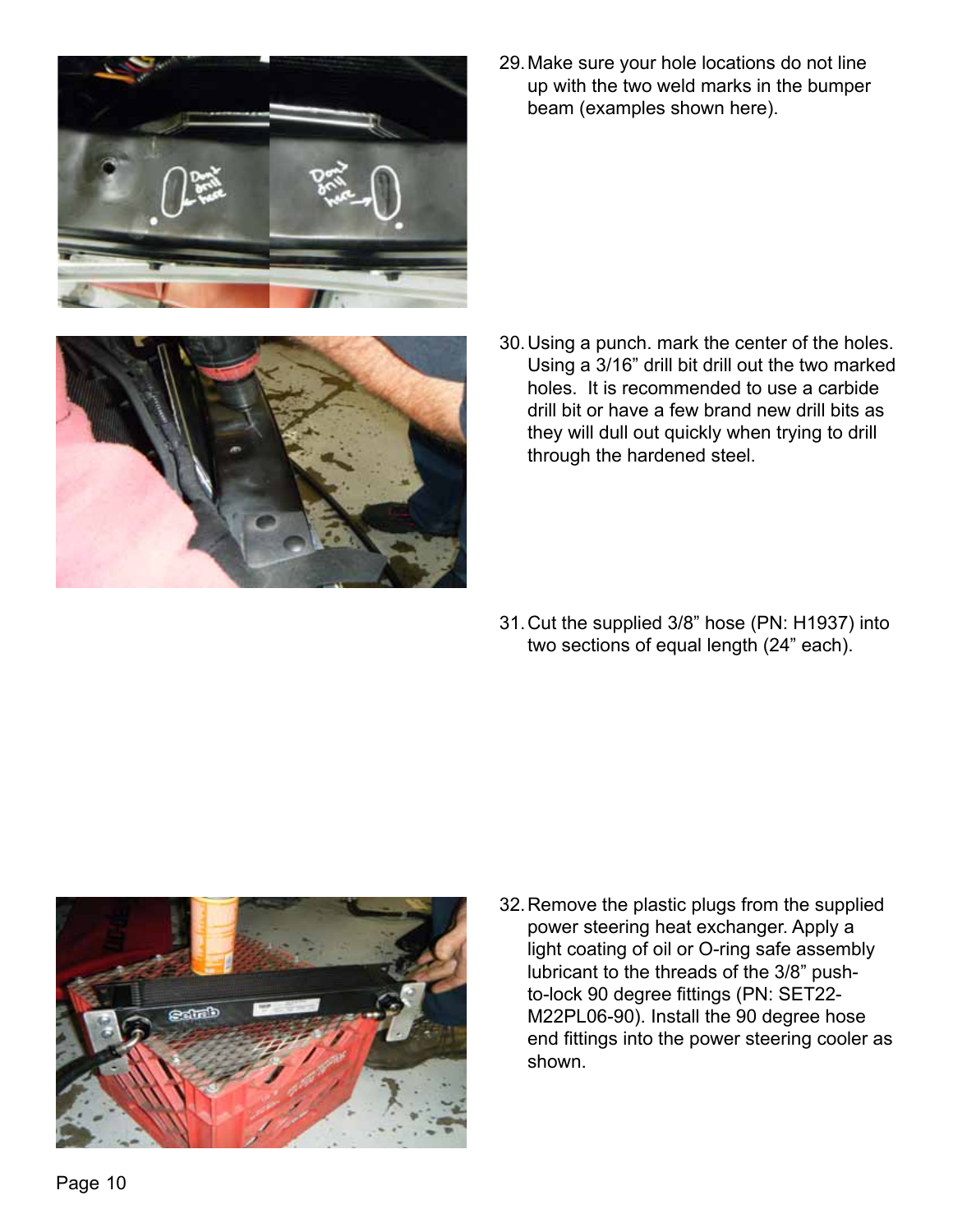29. Make sure your hole locations do not line up with the two weld marks in the bumper beam (examples shown here).

30. Using a punch. mark the center of the holes. Using a 3/16” drill bit drill out the two marked holes. It is recommended to use a carbide drill bit or have a few brand new drill bits as they will dull out quickly when trying to drill through the hardened steel.

31. Cut the supplied 3/8” hose (PN: H1937) into two sections of equal length (24” each).

32. Remove the plastic plugs from the supplied power steering heat exchanger. Apply a light coating of oil or O-ring safe assembly lubricant to the threads of the 3/8” push-to-lock 90 degree fittings (PN: SET22-M22PL06-90). Install the 90 degree hose end fittings into the power steering cooler as shown.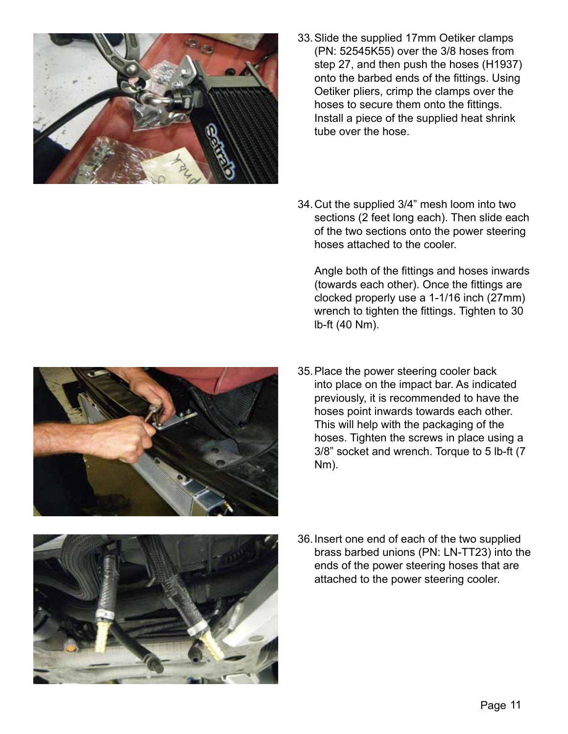33. Slide the supplied 17mm Oetiker clamps (PN: 52545K55) over the 3/8 hoses from step 27, and then push the hoses (H1937) onto the barbed ends of the fittings. Using Oetiker pliers, crimp the clamps over the hoses to secure them onto the fittings. Install a piece of the supplied heat shrink tube over the hose.

34. Cut the supplied 3/4” mesh loom into two sections (2 feet long each). Then slide each of the two sections onto the power steering hoses attached to the cooler.

    Angle both of the fittings and hoses inwards (towards each other). Once the fittings are clocked properly use a 1-1/16 inch (27mm) wrench to tighten the fittings. Tighten to 30 lb-ft (40 Nm).

35. Place the power steering cooler back into place on the impact bar. As indicated previously, it is recommended to have the hoses point inwards towards each other. This will help with the packaging of the hoses. Tighten the screws in place using a 3/8” socket and wrench. Torque to 5 lb-ft (7 Nm).

36. Insert one end of each of the two supplied brass barbed unions (PN: LN-TT23) into the ends of the power steering hoses that are attached to the power steering cooler.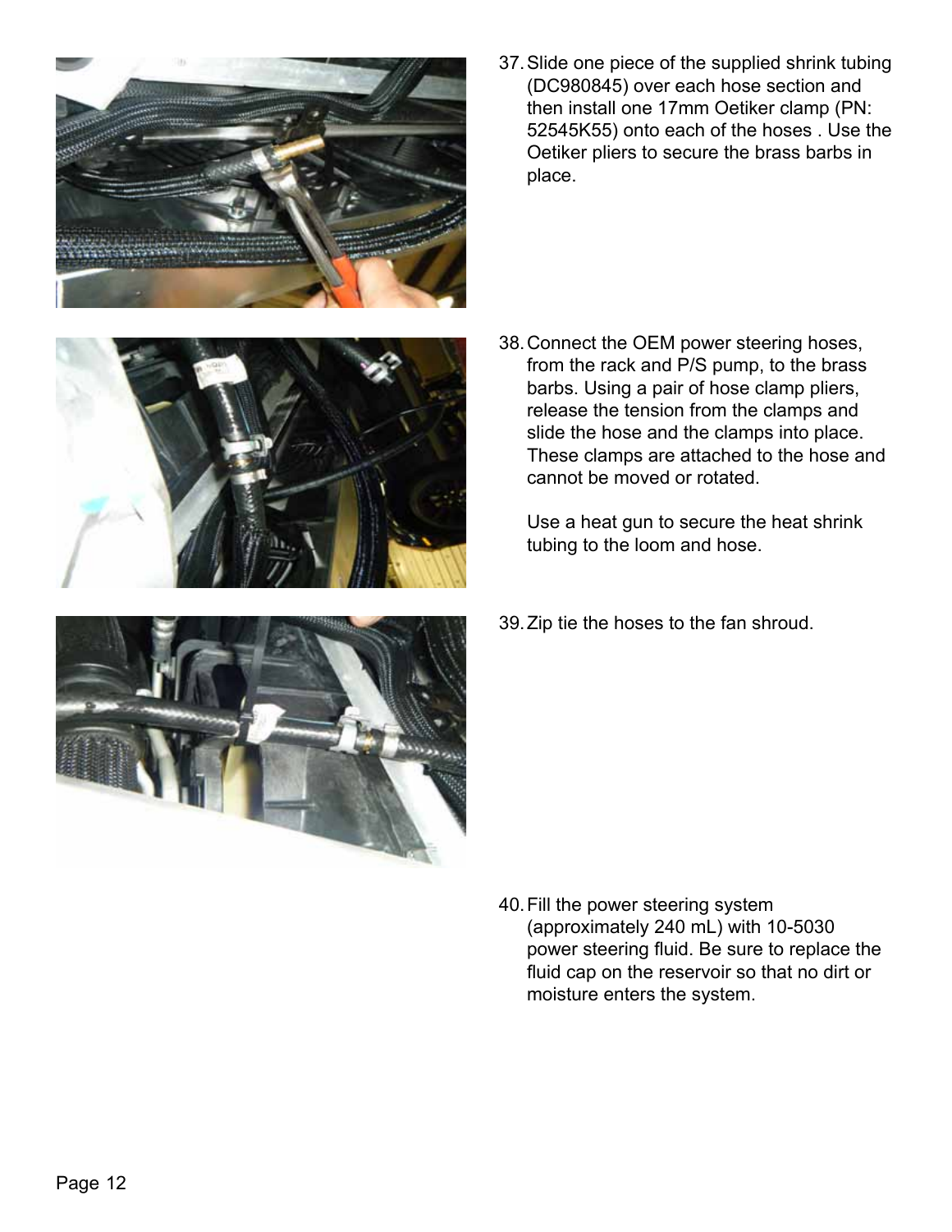37. Slide one piece of the supplied shrink tubing (DC980845) over each hose section and then install one 17mm Oetiker clamp (PN: 52545K55) onto each of the hoses . Use the Oetiker pliers to secure the brass barbs in place.

38. Connect the OEM power steering hoses, from the rack and P/S pump, to the brass barbs. Using a pair of hose clamp pliers, release the tension from the clamps and slide the hose and the clamps into place. These clamps are attached to the hose and cannot be moved or rotated.

    Use a heat gun to secure the heat shrink tubing to the loom and hose.

39. Zip tie the hoses to the fan shroud.

40. Fill the power steering system (approximately 240 mL) with 10-5030 power steering fluid. Be sure to replace the fluid cap on the reservoir so that no dirt or moisture enters the system.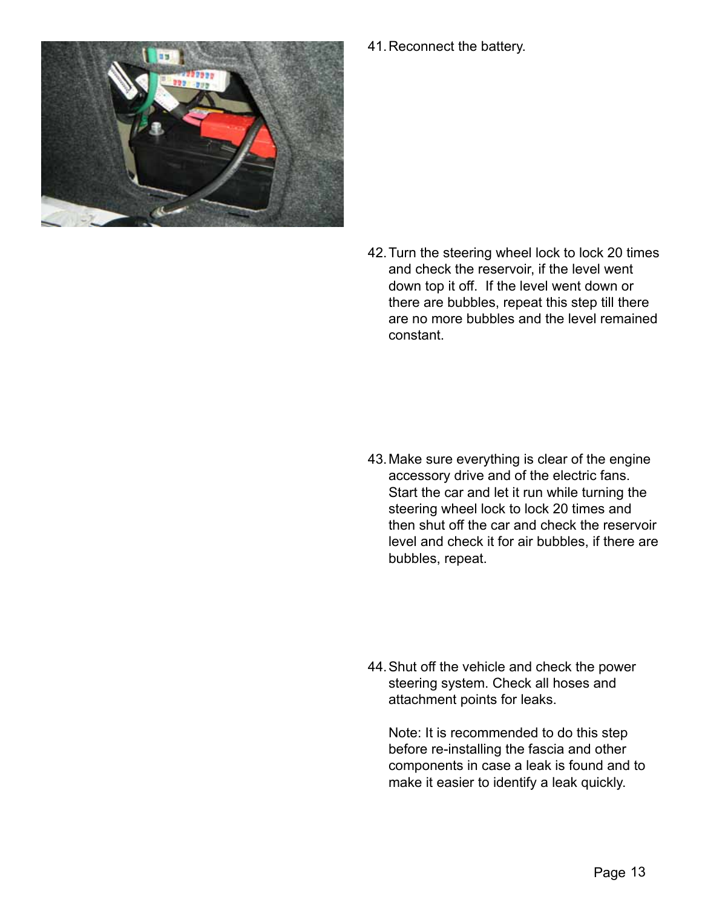41. Reconnect the battery.

42. Turn the steering wheel lock to lock 20 times and check the reservoir, if the level went down top it off. If the level went down or there are bubbles, repeat this step till there are no more bubbles and the level remained constant.

43. Make sure everything is clear of the engine accessory drive and of the electric fans. Start the car and let it run while turning the steering wheel lock to lock 20 times and then shut off the car and check the reservoir level and check it for air bubbles, if there are bubbles, repeat.

44. Shut off the vehicle and check the power steering system. Check all hoses and attachment points for leaks.

    Note: It is recommended to do this step before re-installing the fascia and other components in case a leak is found and to make it easier to identify a leak quickly.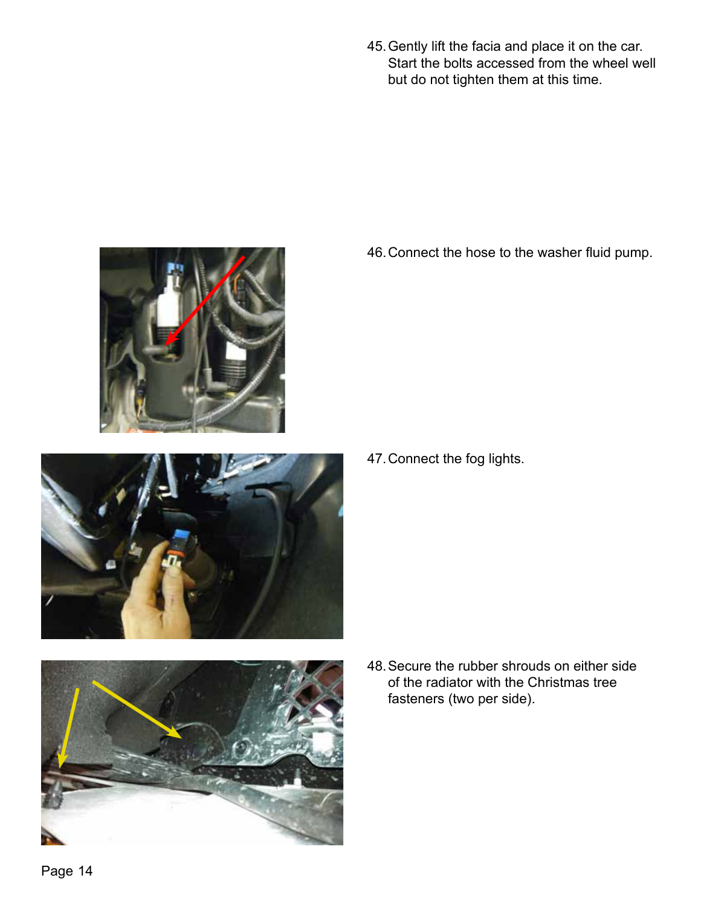45. Gently lift the facia and place it on the car. Start the bolts accessed from the wheel well but do not tighten them at this time.

46. Connect the hose to the washer fluid pump.

47. Connect the fog lights.

48. Secure the rubber shrouds on either side of the radiator with the Christmas tree fasteners (two per side).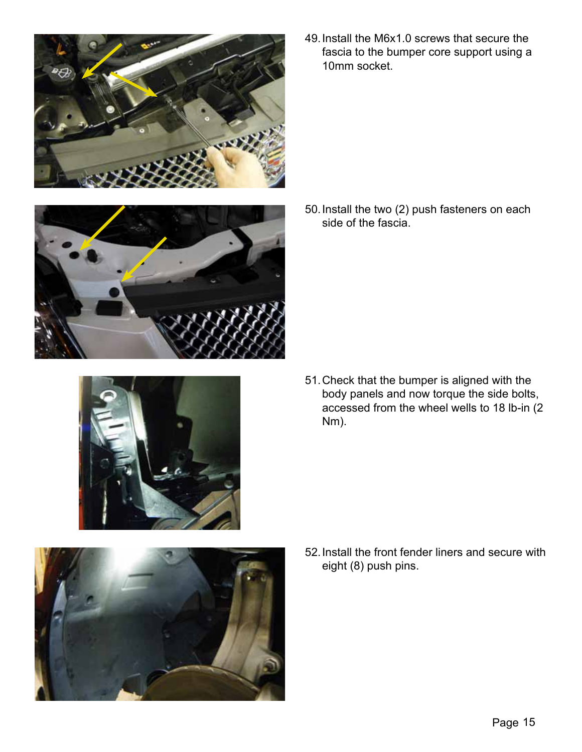49. Install the M6x1.0 screws that secure the fascia to the bumper core support using a 10mm socket.

50. Install the two (2) push fasteners on each side of the fascia.

51. Check that the bumper is aligned with the body panels and now torque the side bolts, accessed from the wheel wells to 18 lb-in (2 Nm).

52. Install the front fender liners and secure with eight (8) push pins.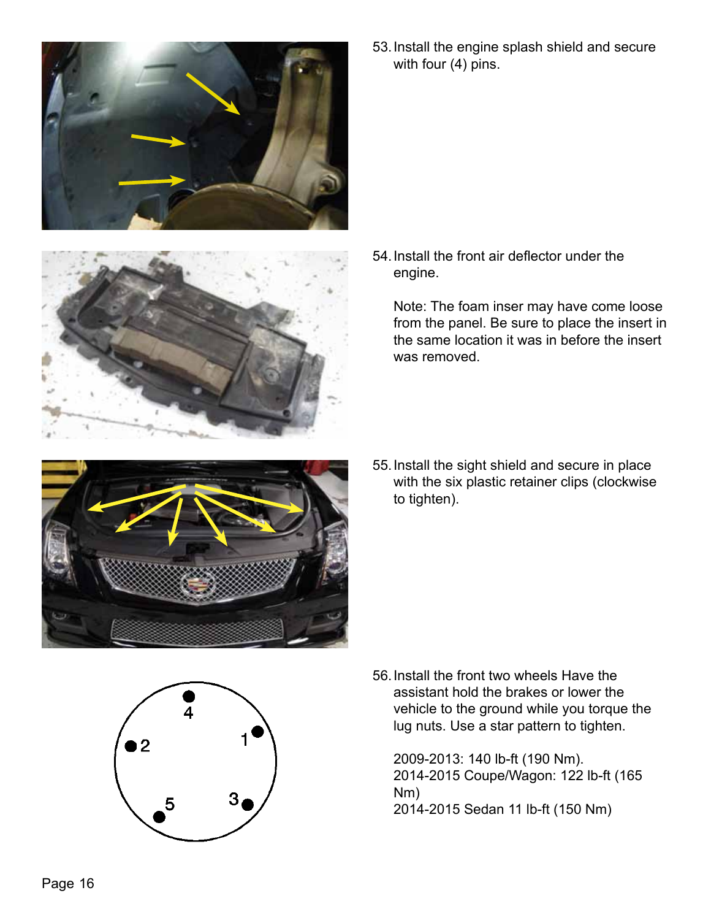53. Install the engine splash shield and secure with four (4) pins.

54. Install the front air deflector under the engine.

    Note: The foam inser may have come loose from the panel. Be sure to place the insert in the same location it was in before the insert was removed.

55. Install the sight shield and secure in place with the six plastic retainer clips (clockwise to tighten).

56. Install the front two wheels Have the assistant hold the brakes or lower the vehicle to the ground while you torque the lug nuts. Use a star pattern to tighten.

    2009-2013: 140 lb-ft (190 Nm).
    2014-2015 Coupe/Wagon: 122 lb-ft (165 Nm)
    2014-2015 Sedan 11 lb-ft (150 Nm)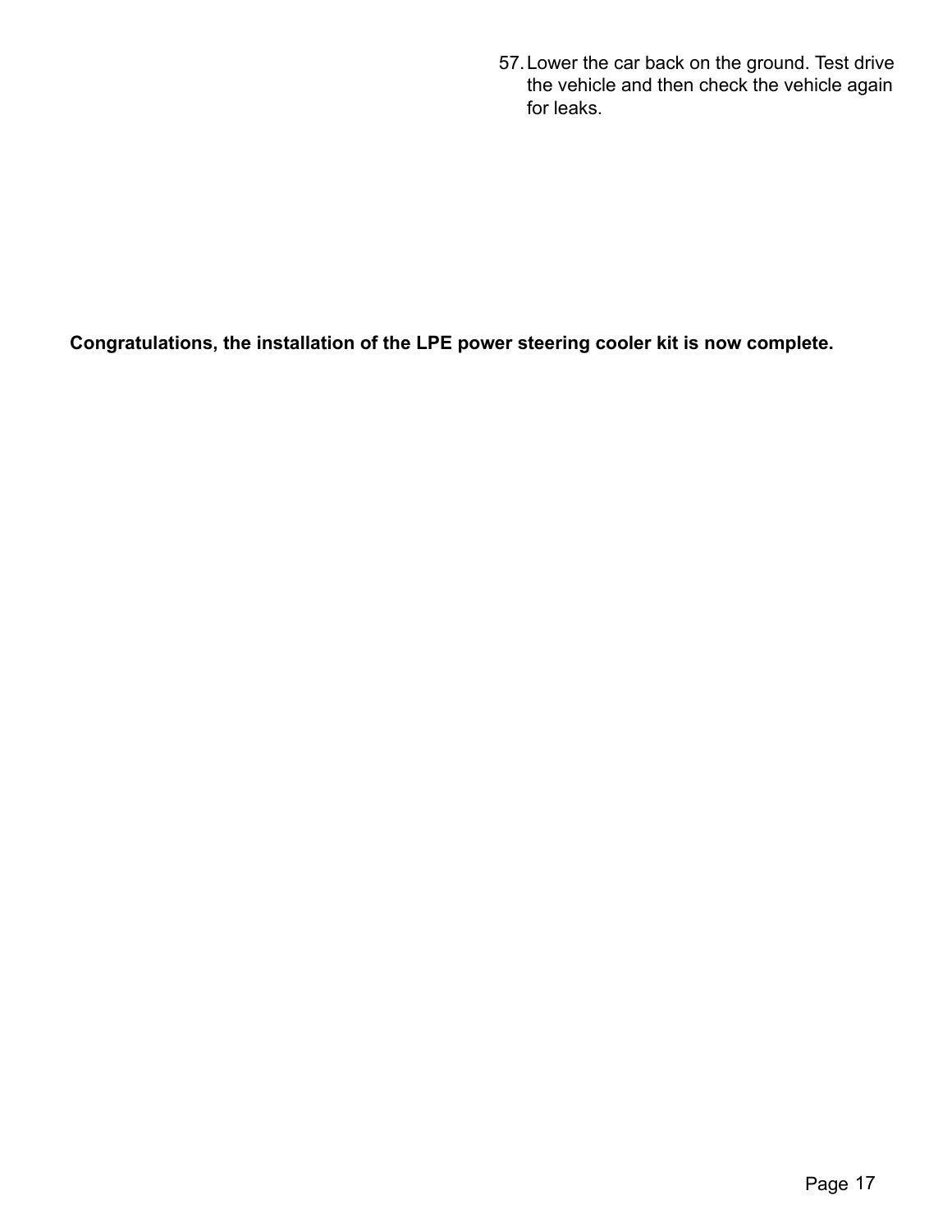57. Lower the car back on the ground. Test drive the vehicle and then check the vehicle again for leaks.

**Congratulations, the installation of the LPE power steering cooler kit is now complete.**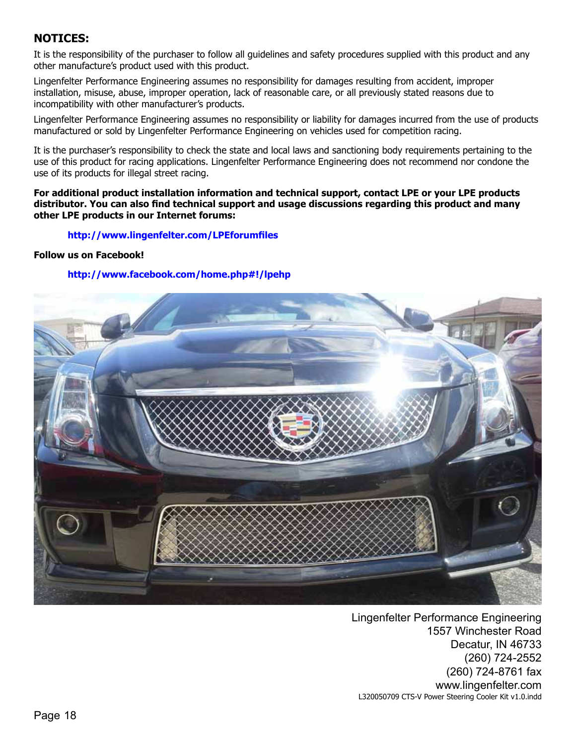## NOTICES:

It is the responsibility of the purchaser to follow all guidelines and safety procedures supplied with this product and any other manufacture's product used with this product.

Lingenfelter Performance Engineering assumes no responsibility for damages resulting from accident, improper installation, misuse, abuse, improper operation, lack of reasonable care, or all previously stated reasons due to incompatibility with other manufacturer's products.

Lingenfelter Performance Engineering assumes no responsibility or liability for damages incurred from the use of products manufactured or sold by Lingenfelter Performance Engineering on vehicles used for competition racing.

It is the purchaser's responsibility to check the state and local laws and sanctioning body requirements pertaining to the use of this product for racing applications. Lingenfelter Performance Engineering does not recommend nor condone the use of its products for illegal street racing.

**For additional product installation information and technical support, contact LPE or your LPE products distributor. You can also find technical support and usage discussions regarding this product and many other LPE products in our Internet forums:**

**http://www.lingenfelter.com/LPEforumfiles**

**Follow us on Facebook!**

**http://www.facebook.com/home.php#!/lpehp**

Lingenfelter Performance Engineering
1557 Winchester Road
Decatur, IN 46733
(260) 724-2552
(260) 724-8761 fax
www.lingenfelter.com

L320050709 CTS-V Power Steering Cooler Kit v1.0.indd